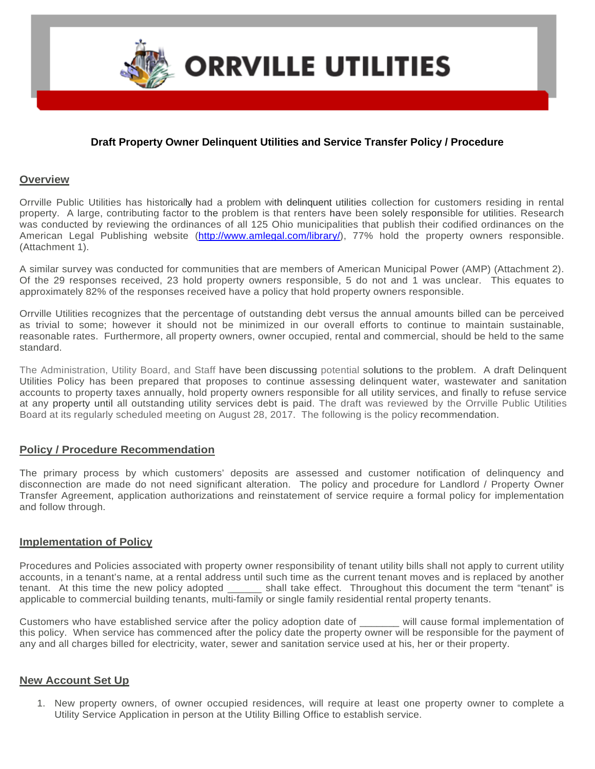# ORRVILLE UTILITIES

**Draft Property Owner Delinquent Utilities and Service Transfer Policy / Procedure**

## Overview

Orrville Public Utilities has historically had a problem with delinquent utilities collection for customers residing in rental property. A large, contributing factor to the problem is that renters have been solely responsible for utilities. Research was conducted by reviewing the ordinances of all 125 Ohio municipalities that publish their codified ordinances on the American Legal Publishing website (http://www.amlegal.com/library/), 77% hold the property owners responsible. (Attachment 1).

A similar survey was conducted for communities that are members of American Municipal Power (AMP) (Attachment 2). Of the 29 responses received, 23 hold property owners responsible, 5 do not and 1 was unclear. This equates to approximately 82% of the responses received have a policy that hold property owners responsible.

Orrville Utilities recognizes that the percentage of outstanding debt versus the annual amounts billed can be perceived as trivial to some; however it should not be minimized in our overall efforts to continue to maintain sustainable, reasonable rates. Furthermore, all property owners, owner occupied, rental and commercial, should be held to the same standard.

The Administration, Utility Board, and Staff have been discussing potential solutions to the problem. A draft Delinquent Utilities Policy has been prepared that proposes to continue assessing delinquent water, wastewater and sanitation accounts to property taxes annually, hold property owners responsible for all utility services, and finally to refuse service at any property until all outstanding utility services debt is paid. The draft was reviewed by the Orrville Public Utilities Board at its regularly scheduled meeting on August 28, 2017. The following is the policy recommendation.

## Policy / Procedure Recommendation

The primary process by which customers' deposits are assessed and customer notification of delinquency and disconnection are made do not need significant alteration. The policy and procedure for Landlord / Property Owner Transfer Agreement, application authorizations and reinstatement of service require a formal policy for implementation and follow through.

## Implementation of Policy

Procedures and Policies associated with property owner responsibility of tenant utility bills shall not apply to current utility accounts, in a tenant's name, at a rental address until such time as the current tenant moves and is replaced by another tenant. At this time the new policy adopted ______ shall take effect. Throughout this document the term "tenant" is applicable to commercial building tenants, multi-family or single family residential rental property tenants.

Customers who have established service after the policy adoption date of _______ will cause formal implementation of this policy. When service has commenced after the policy date the property owner will be responsible for the payment of any and all charges billed for electricity, water, sewer and sanitation service used at his, her or their property.

## New Account Set Up

1. New property owners, of owner occupied residences, will require at least one property owner to complete a Utility Service Application in person at the Utility Billing Office to establish service.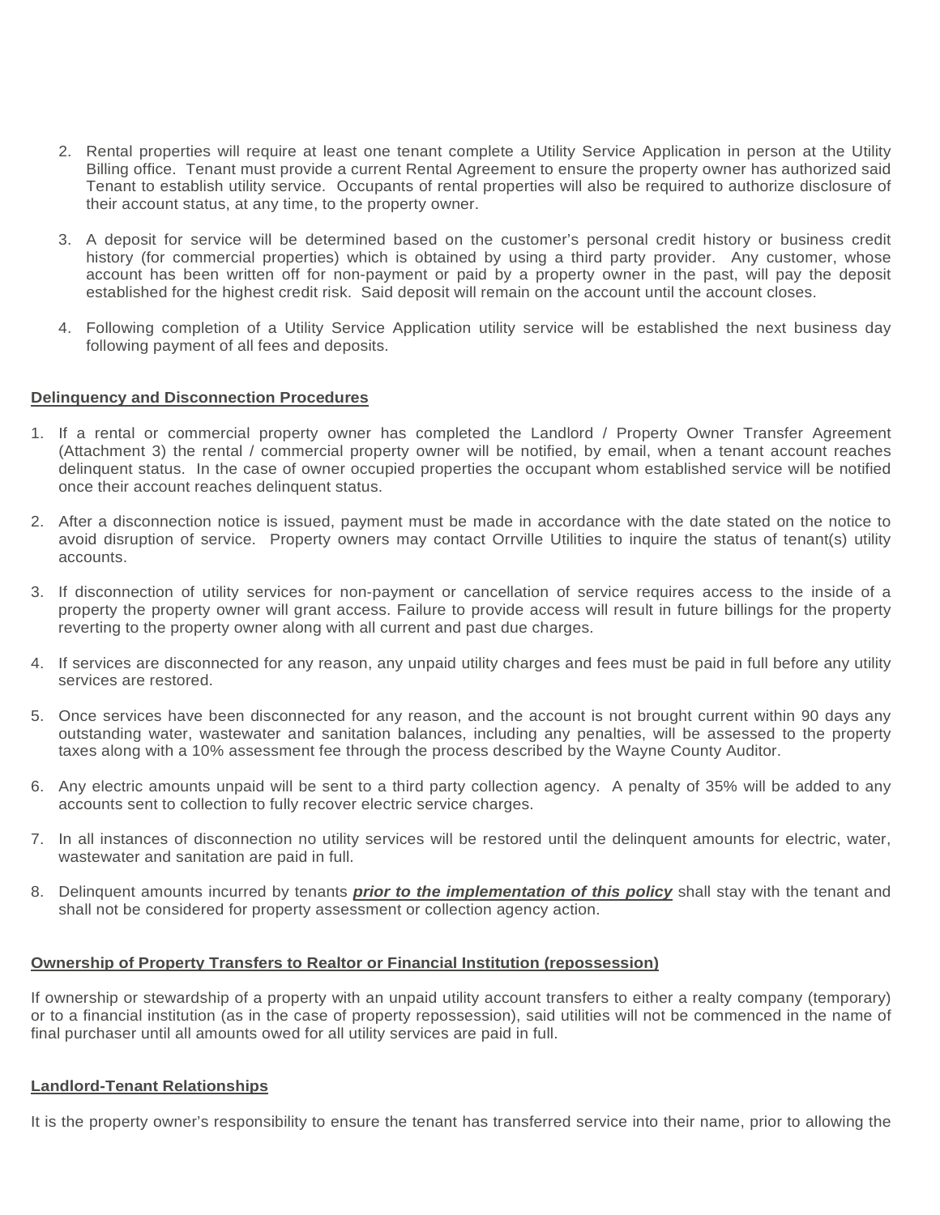2. Rental properties will require at least one tenant complete a Utility Service Application in person at the Utility Billing office. Tenant must provide a current Rental Agreement to ensure the property owner has authorized said Tenant to establish utility service. Occupants of rental properties will also be required to authorize disclosure of their account status, at any time, to the property owner.

3. A deposit for service will be determined based on the customer's personal credit history or business credit history (for commercial properties) which is obtained by using a third party provider. Any customer, whose account has been written off for non-payment or paid by a property owner in the past, will pay the deposit established for the highest credit risk. Said deposit will remain on the account until the account closes.

4. Following completion of a Utility Service Application utility service will be established the next business day following payment of all fees and deposits.

## Delinquency and Disconnection Procedures

1. If a rental or commercial property owner has completed the Landlord / Property Owner Transfer Agreement (Attachment 3) the rental / commercial property owner will be notified, by email, when a tenant account reaches delinquent status. In the case of owner occupied properties the occupant whom established service will be notified once their account reaches delinquent status.

2. After a disconnection notice is issued, payment must be made in accordance with the date stated on the notice to avoid disruption of service. Property owners may contact Orrville Utilities to inquire the status of tenant(s) utility accounts.

3. If disconnection of utility services for non-payment or cancellation of service requires access to the inside of a property the property owner will grant access. Failure to provide access will result in future billings for the property reverting to the property owner along with all current and past due charges.

4. If services are disconnected for any reason, any unpaid utility charges and fees must be paid in full before any utility services are restored.

5. Once services have been disconnected for any reason, and the account is not brought current within 90 days any outstanding water, wastewater and sanitation balances, including any penalties, will be assessed to the property taxes along with a 10% assessment fee through the process described by the Wayne County Auditor.

6. Any electric amounts unpaid will be sent to a third party collection agency. A penalty of 35% will be added to any accounts sent to collection to fully recover electric service charges.

7. In all instances of disconnection no utility services will be restored until the delinquent amounts for electric, water, wastewater and sanitation are paid in full.

8. Delinquent amounts incurred by tenants ***prior to the implementation of this policy*** shall stay with the tenant and shall not be considered for property assessment or collection agency action.

## Ownership of Property Transfers to Realtor or Financial Institution (repossession)

If ownership or stewardship of a property with an unpaid utility account transfers to either a realty company (temporary) or to a financial institution (as in the case of property repossession), said utilities will not be commenced in the name of final purchaser until all amounts owed for all utility services are paid in full.

## Landlord-Tenant Relationships

It is the property owner's responsibility to ensure the tenant has transferred service into their name, prior to allowing the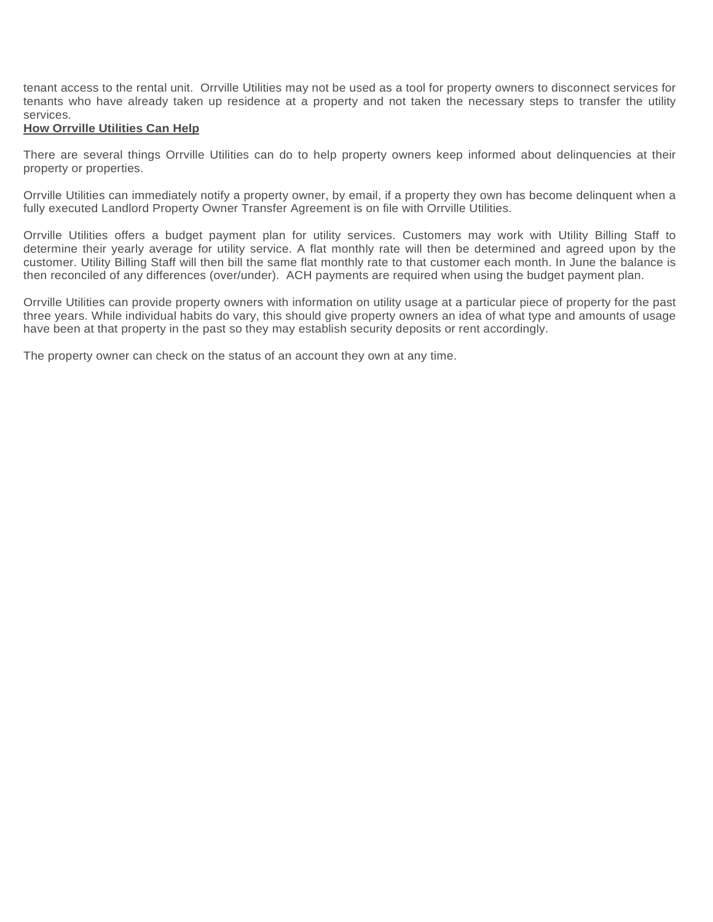tenant access to the rental unit. Orrville Utilities may not be used as a tool for property owners to disconnect services for tenants who have already taken up residence at a property and not taken the necessary steps to transfer the utility services.

**How Orrville Utilities Can Help**

There are several things Orrville Utilities can do to help property owners keep informed about delinquencies at their property or properties.

Orrville Utilities can immediately notify a property owner, by email, if a property they own has become delinquent when a fully executed Landlord Property Owner Transfer Agreement is on file with Orrville Utilities.

Orrville Utilities offers a budget payment plan for utility services. Customers may work with Utility Billing Staff to determine their yearly average for utility service. A flat monthly rate will then be determined and agreed upon by the customer. Utility Billing Staff will then bill the same flat monthly rate to that customer each month. In June the balance is then reconciled of any differences (over/under). ACH payments are required when using the budget payment plan.

Orrville Utilities can provide property owners with information on utility usage at a particular piece of property for the past three years. While individual habits do vary, this should give property owners an idea of what type and amounts of usage have been at that property in the past so they may establish security deposits or rent accordingly.

The property owner can check on the status of an account they own at any time.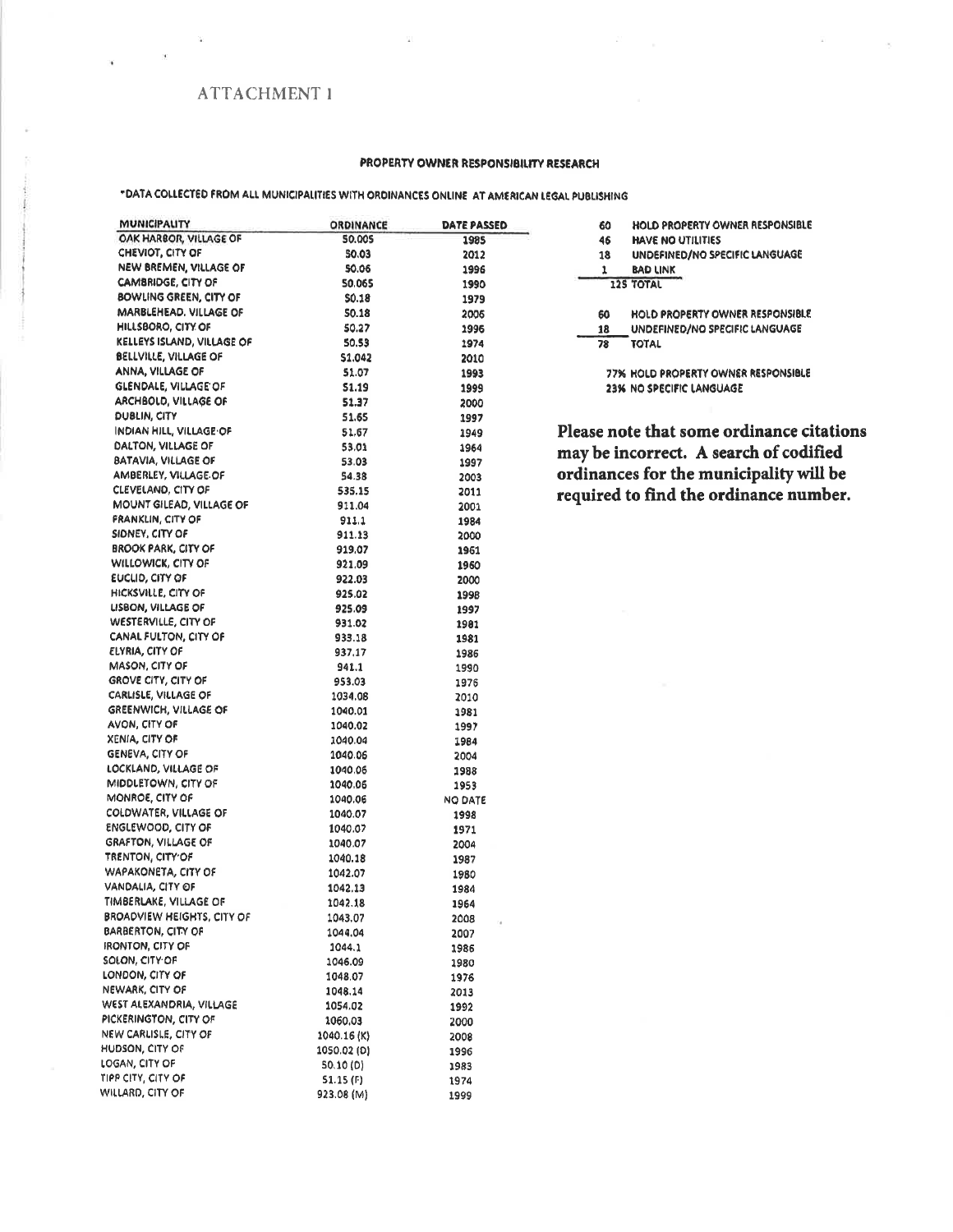# ATTACHMENT 1

## PROPERTY OWNER RESPONSIBILITY RESEARCH

*DATA COLLECTED FROM ALL MUNICIPALITIES WITH ORDINANCES ONLINE AT AMERICAN LEGAL PUBLISHING

| MUNICIPALITY | ORDINANCE | DATE PASSED |
|---|---|---|
| OAK HARBOR, VILLAGE OF | 50.005 | 1985 |
| CHEVIOT, CITY OF | 50.03 | 2012 |
| NEW BREMEN, VILLAGE OF | 50.06 | 1996 |
| CAMBRIDGE, CITY OF | 50.065 | 1990 |
| BOWLING GREEN, CITY OF | 50.18 | 1979 |
| MARBLEHEAD, VILLAGE OF | 50.18 | 2006 |
| HILLSBORO, CITY OF | 50.27 | 1996 |
| KELLEYS ISLAND, VILLAGE OF | 50.53 | 1974 |
| BELLVILLE, VILLAGE OF | 51.042 | 2010 |
| ANNA, VILLAGE OF | 51.07 | 1993 |
| GLENDALE, VILLAGE OF | 51.19 | 1999 |
| ARCHBOLD, VILLAGE OF | 51.37 | 2000 |
| DUBLIN, CITY | 51.65 | 1997 |
| INDIAN HILL, VILLAGE OF | 51.67 | 1949 |
| DALTON, VILLAGE OF | 53.01 | 1964 |
| BATAVIA, VILLAGE OF | 53.03 | 1997 |
| AMBERLEY, VILLAGE OF | 54.38 | 2003 |
| CLEVELAND, CITY OF | 535.15 | 2011 |
| MOUNT GILEAD, VILLAGE OF | 911.04 | 2001 |
| FRANKLIN, CITY OF | 911.1 | 1984 |
| SIDNEY, CITY OF | 911.13 | 2000 |
| BROOK PARK, CITY OF | 919.07 | 1961 |
| WILLOWICK, CITY OF | 921.09 | 1960 |
| EUCLID, CITY OF | 922.03 | 2000 |
| HICKSVILLE, CITY OF | 925.02 | 1998 |
| LISBON, VILLAGE OF | 925.09 | 1997 |
| WESTERVILLE, CITY OF | 931.02 | 1981 |
| CANAL FULTON, CITY OF | 933.18 | 1981 |
| ELYRIA, CITY OF | 937.17 | 1986 |
| MASON, CITY OF | 941.1 | 1990 |
| GROVE CITY, CITY OF | 953.03 | 1976 |
| CARLISLE, VILLAGE OF | 1034.08 | 2010 |
| GREENWICH, VILLAGE OF | 1040.01 | 1981 |
| AVON, CITY OF | 1040.02 | 1997 |
| XENIA, CITY OF | 1040.04 | 1984 |
| GENEVA, CITY OF | 1040.06 | 2004 |
| LOCKLAND, VILLAGE OF | 1040.06 | 1988 |
| MIDDLETOWN, CITY OF | 1040.06 | 1953 |
| MONROE, CITY OF | 1040.06 | NO DATE |
| COLDWATER, VILLAGE OF | 1040.07 | 1998 |
| ENGLEWOOD, CITY OF | 1040.07 | 1971 |
| GRAFTON, VILLAGE OF | 1040.07 | 2004 |
| TRENTON, CITY OF | 1040.18 | 1987 |
| WAPAKONETA, CITY OF | 1042.07 | 1980 |
| VANDALIA, CITY OF | 1042.13 | 1984 |
| TIMBERLAKE, VILLAGE OF | 1042.18 | 1964 |
| BROADVIEW HEIGHTS, CITY OF | 1043.07 | 2008 |
| BARBERTON, CITY OF | 1044.04 | 2007 |
| IRONTON, CITY OF | 1044.1 | 1986 |
| SOLON, CITY OF | 1046.09 | 1980 |
| LONDON, CITY OF | 1048.07 | 1976 |
| NEWARK, CITY OF | 1048.14 | 2013 |
| WEST ALEXANDRIA, VILLAGE | 1054.02 | 1992 |
| PICKERINGTON, CITY OF | 1060.03 | 2000 |
| NEW CARLISLE, CITY OF | 1040.16 (K) | 2008 |
| HUDSON, CITY OF | 1050.02 (D) | 1996 |
| LOGAN, CITY OF | 50.10 (D) | 1983 |
| TIPP CITY, CITY OF | 51.15 (F) | 1974 |
| WILLARD, CITY OF | 923.08 (M) | 1999 |

| | |
|---|---|
| 60 | HOLD PROPERTY OWNER RESPONSIBLE |
| 46 | HAVE NO UTILITIES |
| 18 | UNDEFINED/NO SPECIFIC LANGUAGE |
| 1 | BAD LINK |
| 125 | TOTAL |

| | |
|---|---|
| 60 | HOLD PROPERTY OWNER RESPONSIBLE |
| 18 | UNDEFINED/NO SPECIFIC LANGUAGE |
| 78 | TOTAL |

77% HOLD PROPERTY OWNER RESPONSIBLE
23% NO SPECIFIC LANGUAGE

**Please note that some ordinance citations may be incorrect. A search of codified ordinances for the municipality will be required to find the ordinance number.**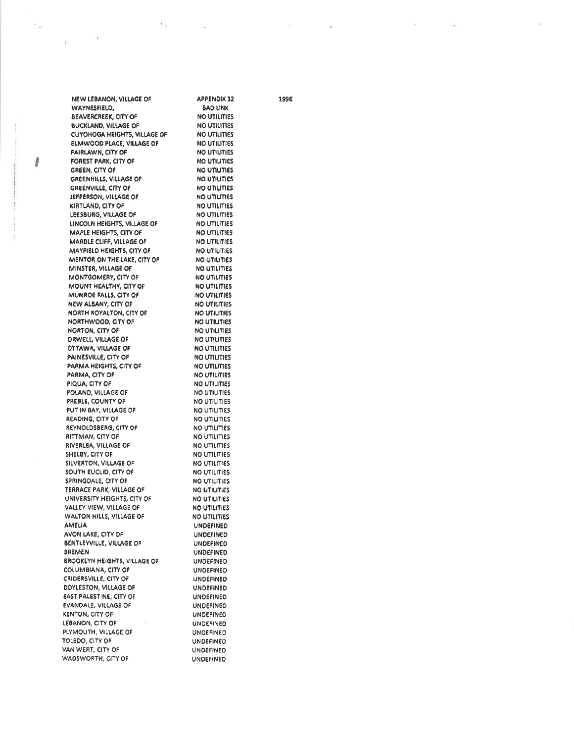| | | |
|---|---|---|
| NEW LEBANON, VILLAGE OF | APPENDIX 32 | 1996 |
| WAYNESFIELD, | BAD LINK | |
| BEAVERCREEK, CITY OF | NO UTILITIES | |
| BUCKLAND, VILLAGE OF | NO UTILITIES | |
| CUYOHOGA HEIGHTS, VILLAGE OF | NO UTILITIES | |
| ELMWOOD PLACE, VILLAGE OF | NO UTILITIES | |
| FAIRLAWN, CITY OF | NO UTILITIES | |
| FOREST PARK, CITY OF | NO UTILITIES | |
| GREEN, CITY OF | NO UTILITIES | |
| GREENHILLS, VILLAGE OF | NO UTILITIES | |
| GREENVILLE, CITY OF | NO UTILITIES | |
| JEFFERSON, VILLAGE OF | NO UTILITIES | |
| KIRTLAND, CITY OF | NO UTILITIES | |
| LEESBURG, VILLAGE OF | NO UTILITIES | |
| LINCOLN HEIGHTS, VILLAGE OF | NO UTILITIES | |
| MAPLE HEIGHTS, CITY OF | NO UTILITIES | |
| MARBLE CLIFF, VILLAGE OF | NO UTILITIES | |
| MAYFIELD HEIGHTS, CITY OF | NO UTILITIES | |
| MENTOR ON THE LAKE, CITY OF | NO UTILITIES | |
| MINSTER, VILLAGE OF | NO UTILITIES | |
| MONTGOMERY, CITY OF | NO UTILITIES | |
| MOUNT HEALTHY, CITY OF | NO UTILITIES | |
| MUNROE FALLS, CITY OF | NO UTILITIES | |
| NEW ALBANY, CITY OF | NO UTILITIES | |
| NORTH ROYALTON, CITY OF | NO UTILITIES | |
| NORTHWOOD, CITY OF | NO UTILITIES | |
| NORTON, CITY OF | NO UTILITIES | |
| ORWELL, VILLAGE OF | NO UTILITIES | |
| OTTAWA, VILLAGE OF | NO UTILITIES | |
| PAINESVILLE, CITY OF | NO UTILITIES | |
| PARMA HEIGHTS, CITY OF | NO UTILITIES | |
| PARMA, CITY OF | NO UTILITIES | |
| PIQUA, CITY OF | NO UTILITIES | |
| POLAND, VILLAGE OF | NO UTILITIES | |
| PREBLE, COUNTY OF | NO UTILITIES | |
| PUT IN BAY, VILLAGE OF | NO UTILITIES | |
| READING, CITY OF | NO UTILITIES | |
| REYNOLDSBERG, CITY OF | NO UTILITIES | |
| RITTMAN, CITY OF | NO UTILITIES | |
| RIVERLEA, VILLAGE OF | NO UTILITIES | |
| SHELBY, CITY OF | NO UTILITIES | |
| SILVERTON, VILLAGE OF | NO UTILITIES | |
| SOUTH EUCLID, CITY OF | NO UTILITIES | |
| SPRINGDALE, CITY OF | NO UTILITIES | |
| TERRACE PARK, VILLAGE OF | NO UTILITIES | |
| UNIVERSITY HEIGHTS, CITY OF | NO UTILITIES | |
| VALLEY VIEW, VILLAGE OF | NO UTILITIES | |
| WALTON HILLS, VILLAGE OF | NO UTILITIES | |
| AMELIA | UNDEFINED | |
| AVON LAKE, CITY OF | UNDEFINED | |
| BENTLEYVILLE, VILLAGE OF | UNDEFINED | |
| BREMEN | UNDEFINED | |
| BROOKLYN HEIGHTS, VILLAGE OF | UNDEFINED | |
| COLUMBIANA, CITY OF | UNDEFINED | |
| CRIDERSVILLE, CITY OF | UNDEFINED | |
| DOYLESTON, VILLAGE OF | UNDEFINED | |
| EAST PALESTINE, CITY OF | UNDEFINED | |
| EVANDALE, VILLAGE OF | UNDEFINED | |
| KENTON, CITY OF | UNDEFINED | |
| LEBANON, CITY OF | UNDEFINED | |
| PLYMOUTH, VILLAGE OF | UNDEFINED | |
| TOLEDO, CITY OF | UNDEFINED | |
| VAN WERT, CITY OF | UNDEFINED | |
| WADSWORTH, CITY OF | UNDEFINED | |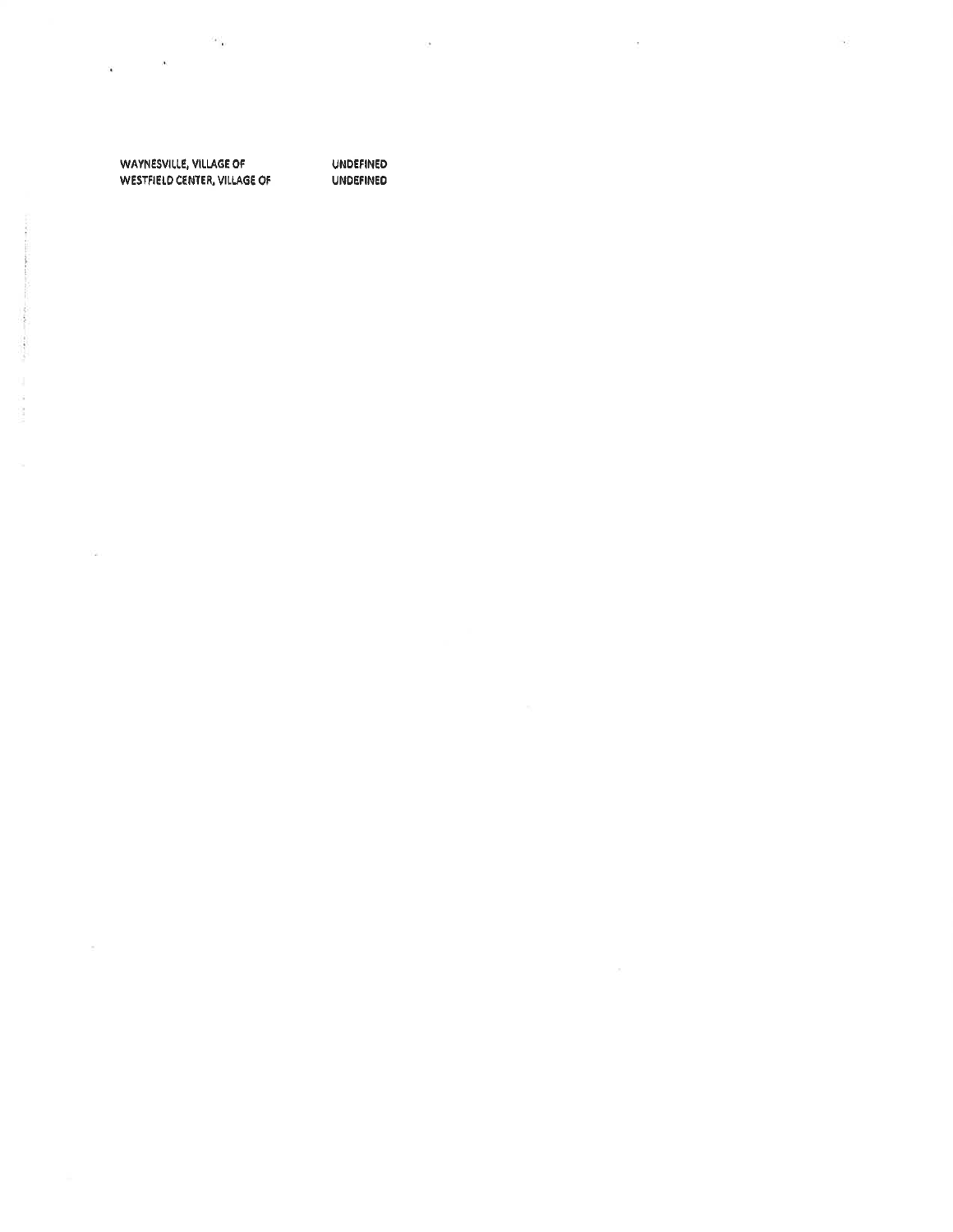| | |
|---|---|
| WAYNESVILLE, VILLAGE OF | UNDEFINED |
| WESTFIELD CENTER, VILLAGE OF | UNDEFINED |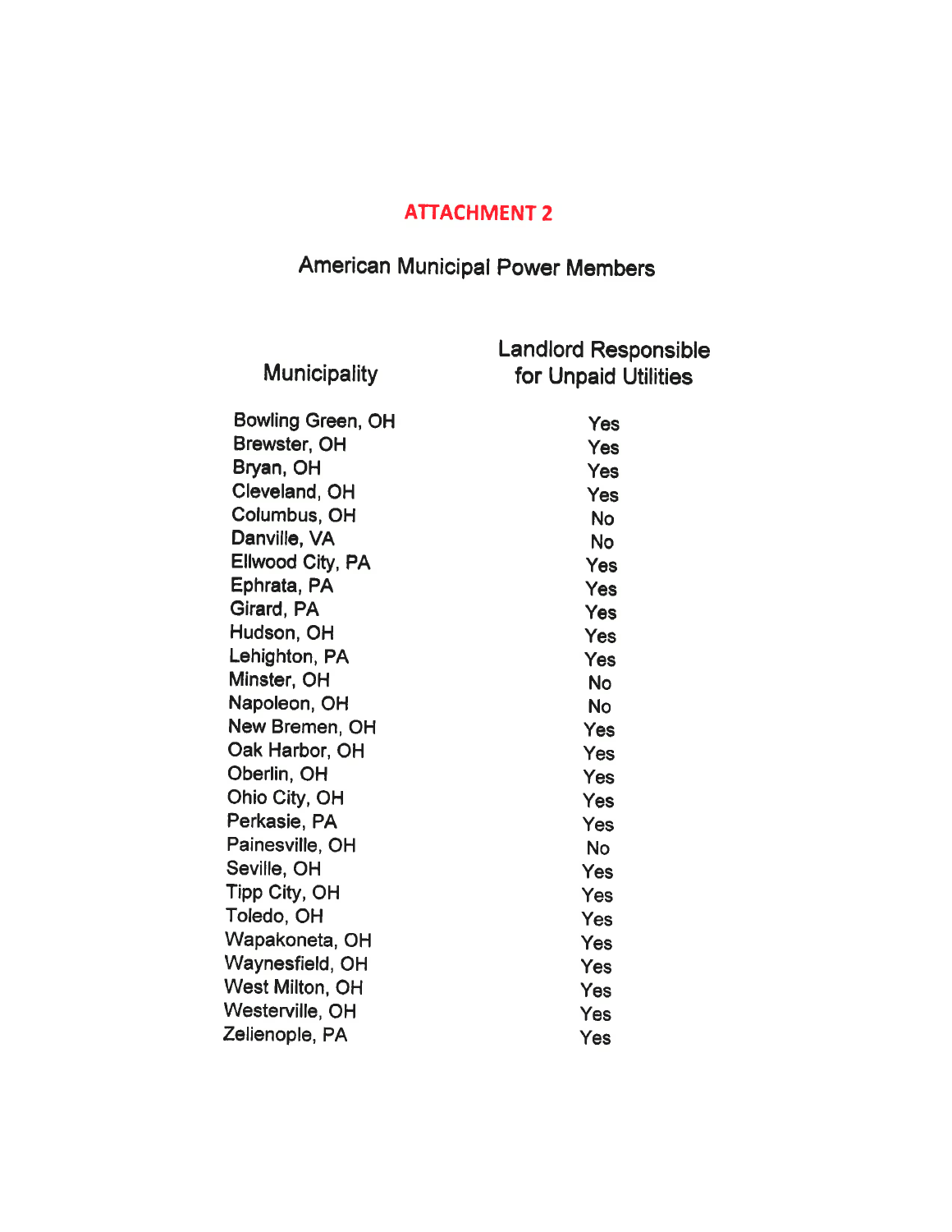# ATTACHMENT 2

## American Municipal Power Members

| Municipality | Landlord Responsible for Unpaid Utilities |
|---|---|
| Bowling Green, OH | Yes |
| Brewster, OH | Yes |
| Bryan, OH | Yes |
| Cleveland, OH | Yes |
| Columbus, OH | No |
| Danville, VA | No |
| Ellwood City, PA | Yes |
| Ephrata, PA | Yes |
| Girard, PA | Yes |
| Hudson, OH | Yes |
| Lehighton, PA | Yes |
| Minster, OH | No |
| Napoleon, OH | No |
| New Bremen, OH | Yes |
| Oak Harbor, OH | Yes |
| Oberlin, OH | Yes |
| Ohio City, OH | Yes |
| Perkasie, PA | Yes |
| Painesville, OH | No |
| Seville, OH | Yes |
| Tipp City, OH | Yes |
| Toledo, OH | Yes |
| Wapakoneta, OH | Yes |
| Waynesfield, OH | Yes |
| West Milton, OH | Yes |
| Westerville, OH | Yes |
| Zelienople, PA | Yes |